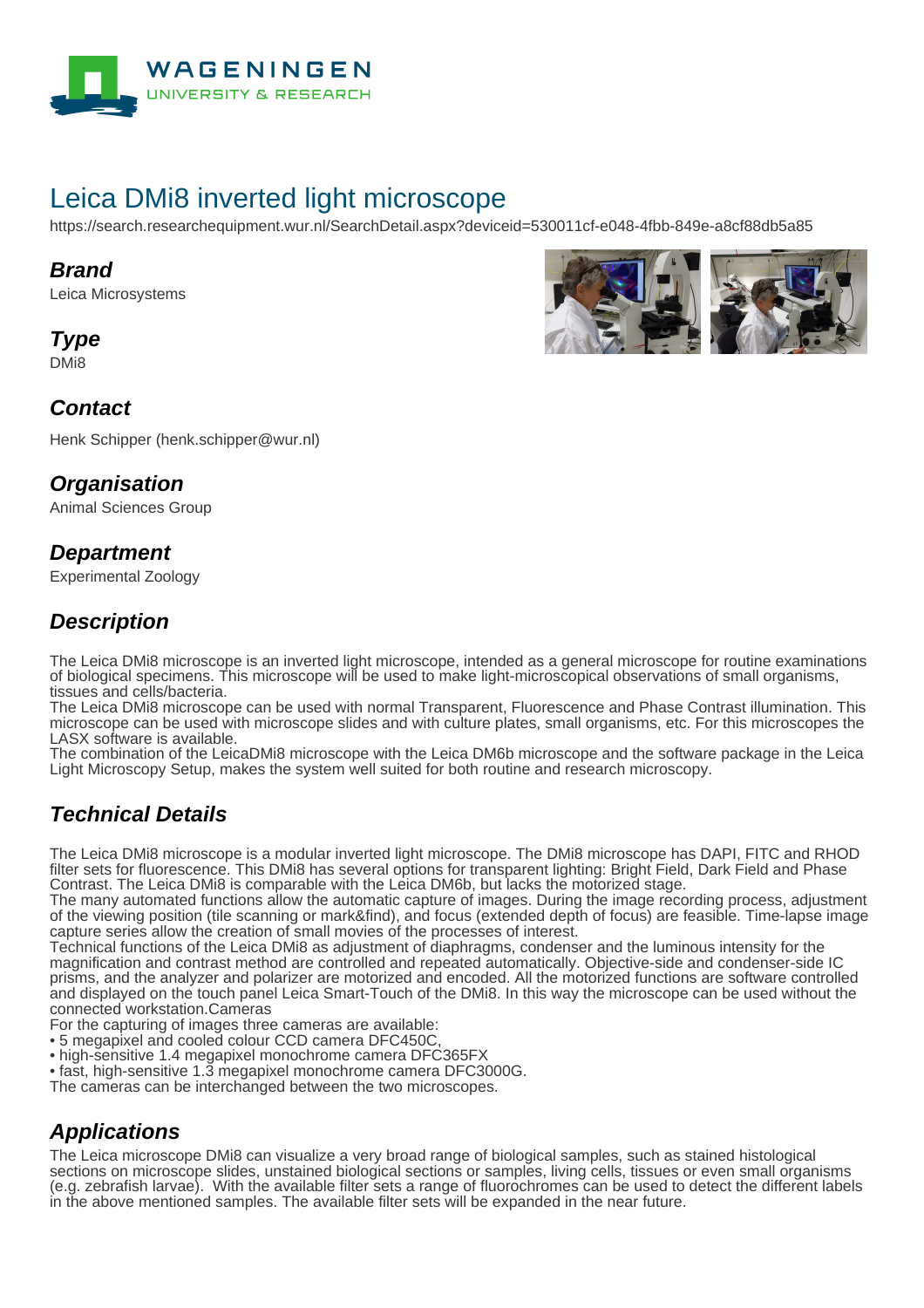# Leica DMi8 inverted light microscope

https://search.researchequipment.wur.nl/SearchDetail.aspx?deviceid=530011cf-e048-4fbb-849e-a8cf88db5a85

## Brand

Leica Microsystems

## Type

DMi8

## Contact

Henk Schipper (henk.schipper@wur.nl)

## Organisation

Animal Sciences Group

## Department

Experimental Zoology

## Description

The Leica DMi8 microscope is an inverted light microscope, intended as a general microscope for routine examinations of biological specimens. This microscope will be used to make light-microscopical observations of small organisms, tissues and cells/bacteria.
The Leica DMi8 microscope can be used with normal Transparent, Fluorescence and Phase Contrast illumination. This microscope can be used with microscope slides and with culture plates, small organisms, etc. For this microscopes the LASX software is available.
The combination of the LeicaDMi8 microscope with the Leica DM6b microscope and the software package in the Leica Light Microscopy Setup, makes the system well suited for both routine and research microscopy.

## Technical Details

The Leica DMi8 microscope is a modular inverted light microscope. The DMi8 microscope has DAPI, FITC and RHOD filter sets for fluorescence. This DMi8 has several options for transparent lighting: Bright Field, Dark Field and Phase Contrast. The Leica DMi8 is comparable with the Leica DM6b, but lacks the motorized stage.
The many automated functions allow the automatic capture of images. During the image recording process, adjustment of the viewing position (tile scanning or mark&find), and focus (extended depth of focus) are feasible. Time-lapse image capture series allow the creation of small movies of the processes of interest.
Technical functions of the Leica DMi8 as adjustment of diaphragms, condenser and the luminous intensity for the magnification and contrast method are controlled and repeated automatically. Objective-side and condenser-side IC prisms, and the analyzer and polarizer are motorized and encoded. All the motorized functions are software controlled and displayed on the touch panel Leica Smart-Touch of the DMi8. In this way the microscope can be used without the connected workstation.Cameras
For the capturing of images three cameras are available:

- 5 megapixel and cooled colour CCD camera DFC450C,
- high-sensitive 1.4 megapixel monochrome camera DFC365FX
- fast, high-sensitive 1.3 megapixel monochrome camera DFC3000G.

The cameras can be interchanged between the two microscopes.

## Applications

The Leica microscope DMi8 can visualize a very broad range of biological samples, such as stained histological sections on microscope slides, unstained biological sections or samples, living cells, tissues or even small organisms (e.g. zebrafish larvae). With the available filter sets a range of fluorochromes can be used to detect the different labels in the above mentioned samples. The available filter sets will be expanded in the near future.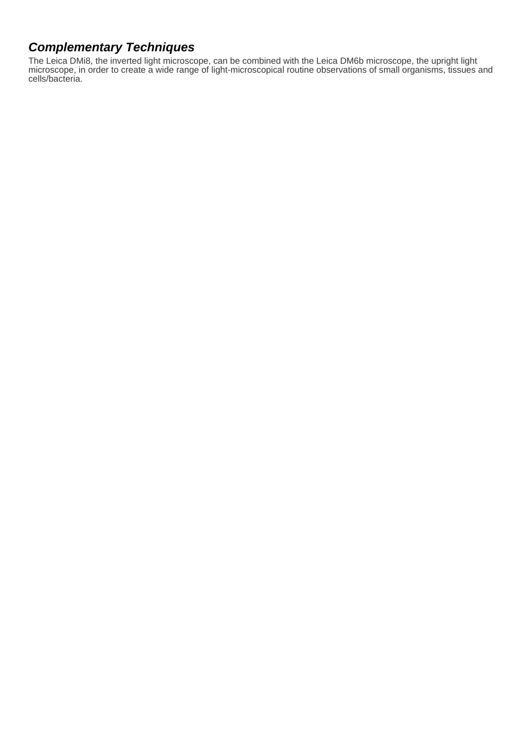### ***Complementary Techniques***

The Leica DMi8, the inverted light microscope, can be combined with the Leica DM6b microscope, the upright light microscope, in order to create a wide range of light-microscopical routine observations of small organisms, tissues and cells/bacteria.